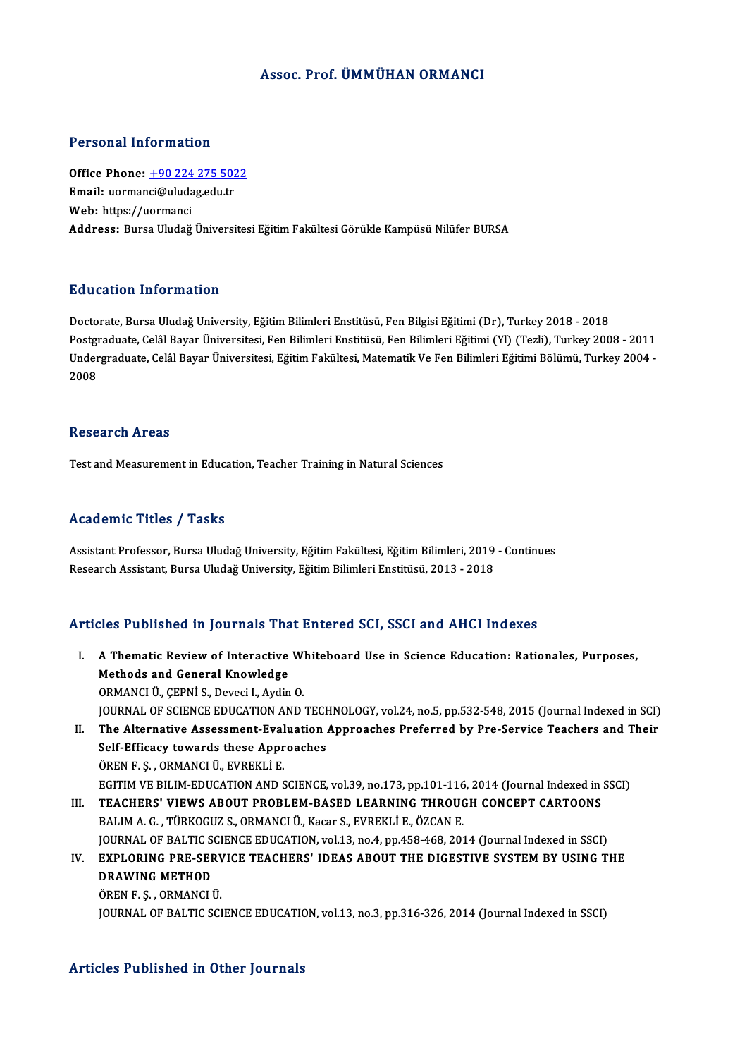# Assoc. Prof. ÜMMÜHAN ORMANCI

## Personal Information

**Office Phone:** +90 224 275 5022
**Email:** uormanci@uludag.edu.tr
**Web:** https://uormanci
**Address:** Bursa Uludağ Üniversitesi Eğitim Fakültesi Görükle Kampüsü Nilüfer BURSA

## Education Information

Doctorate, Bursa Uludağ University, Eğitim Bilimleri Enstitüsü, Fen Bilgisi Eğitimi (Dr), Turkey 2018 - 2018
Postgraduate, Celâl Bayar Üniversitesi, Fen Bilimleri Enstitüsü, Fen Bilimleri Eğitimi (Yl) (Tezli), Turkey 2008 - 2011
Undergraduate, Celâl Bayar Üniversitesi, Eğitim Fakültesi, Matematik Ve Fen Bilimleri Eğitimi Bölümü, Turkey 2004 - 2008

## Research Areas

Test and Measurement in Education, Teacher Training in Natural Sciences

## Academic Titles / Tasks

Assistant Professor, Bursa Uludağ University, Eğitim Fakültesi, Eğitim Bilimleri, 2019 - Continues
Research Assistant, Bursa Uludağ University, Eğitim Bilimleri Enstitüsü, 2013 - 2018

## Articles Published in Journals That Entered SCI, SSCI and AHCI Indexes

I. **A Thematic Review of Interactive Whiteboard Use in Science Education: Rationales, Purposes, Methods and General Knowledge**
ORMANCI Ü., ÇEPNİ S., Deveci I., Aydin O.
JOURNAL OF SCIENCE EDUCATION AND TECHNOLOGY, vol.24, no.5, pp.532-548, 2015 (Journal Indexed in SCI)

II. **The Alternative Assessment-Evaluation Approaches Preferred by Pre-Service Teachers and Their Self-Efficacy towards these Approaches**
ÖREN F. Ş. , ORMANCI Ü., EVREKLİ E.
EGITIM VE BILIM-EDUCATION AND SCIENCE, vol.39, no.173, pp.101-116, 2014 (Journal Indexed in SSCI)

III. **TEACHERS' VIEWS ABOUT PROBLEM-BASED LEARNING THROUGH CONCEPT CARTOONS**
BALIM A. G. , TÜRKOGUZ S., ORMANCI Ü., Kacar S., EVREKLİ E., ÖZCAN E.
JOURNAL OF BALTIC SCIENCE EDUCATION, vol.13, no.4, pp.458-468, 2014 (Journal Indexed in SSCI)

IV. **EXPLORING PRE-SERVICE TEACHERS' IDEAS ABOUT THE DIGESTIVE SYSTEM BY USING THE DRAWING METHOD**
ÖREN F. Ş. , ORMANCI Ü.
JOURNAL OF BALTIC SCIENCE EDUCATION, vol.13, no.3, pp.316-326, 2014 (Journal Indexed in SSCI)

## Articles Published in Other Journals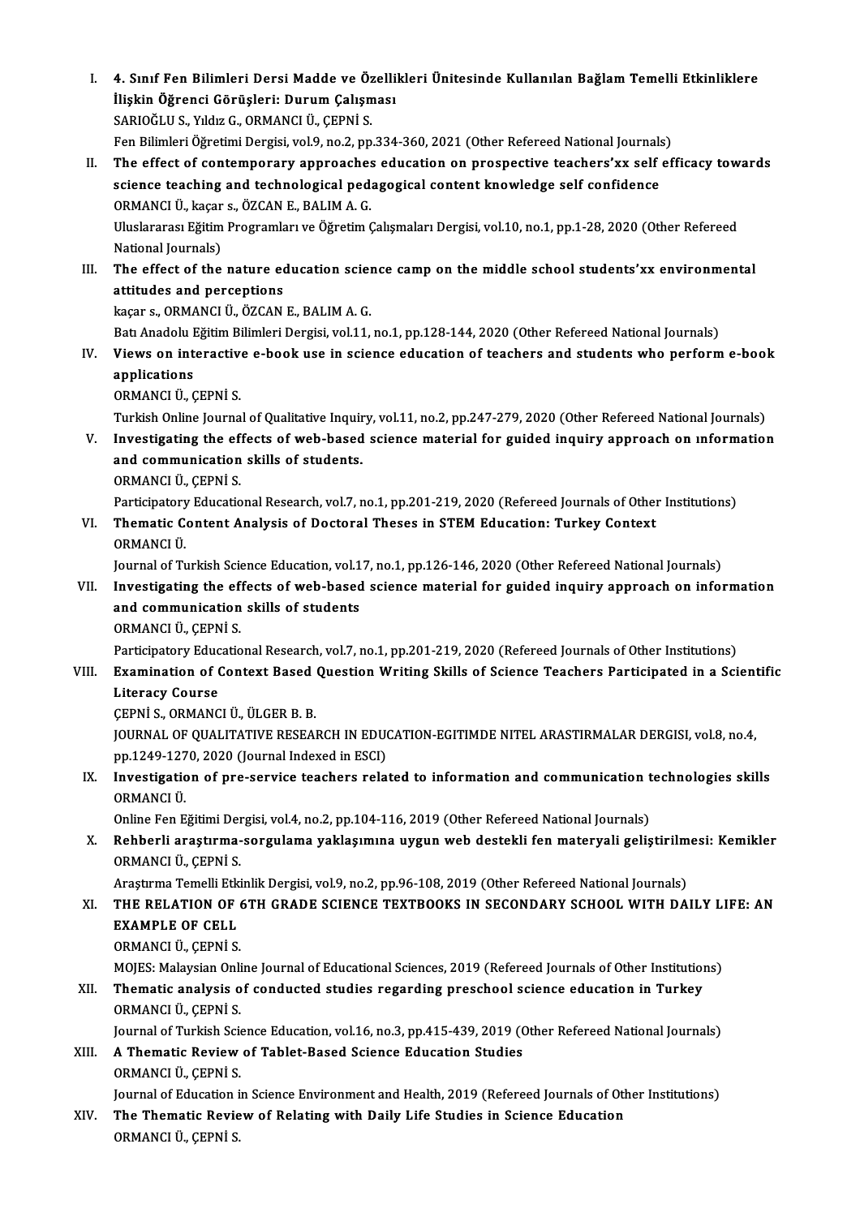I. **4. Sınıf Fen Bilimleri Dersi Madde ve Özellikleri Ünitesinde Kullanılan Bağlam Temelli Etkinliklere İlişkin Öğrenci Görüşleri: Durum Çalışması**
SARIOĞLU S., Yıldız G., ORMANCI Ü., ÇEPNİ S.
Fen Bilimleri Öğretimi Dergisi, vol.9, no.2, pp.334-360, 2021 (Other Refereed National Journals)

II. **The effect of contemporary approaches education on prospective teachers'xx self efficacy towards science teaching and technological pedagogical content knowledge self confidence**
ORMANCI Ü., kaçar s., ÖZCAN E., BALIM A. G.
Uluslararası Eğitim Programları ve Öğretim Çalışmaları Dergisi, vol.10, no.1, pp.1-28, 2020 (Other Refereed National Journals)

III. **The effect of the nature education science camp on the middle school students'xx environmental attitudes and perceptions**
kaçar s., ORMANCI Ü., ÖZCAN E., BALIM A. G.
Batı Anadolu Eğitim Bilimleri Dergisi, vol.11, no.1, pp.128-144, 2020 (Other Refereed National Journals)

IV. **Views on interactive e-book use in science education of teachers and students who perform e-book applications**
ORMANCI Ü., ÇEPNİ S.
Turkish Online Journal of Qualitative Inquiry, vol.11, no.2, pp.247-279, 2020 (Other Refereed National Journals)

V. **Investigating the effects of web-based science material for guided inquiry approach on ınformation and communication skills of students.**
ORMANCI Ü., ÇEPNİ S.
Participatory Educational Research, vol.7, no.1, pp.201-219, 2020 (Refereed Journals of Other Institutions)

VI. **Thematic Content Analysis of Doctoral Theses in STEM Education: Turkey Context**
ORMANCI Ü.
Journal of Turkish Science Education, vol.17, no.1, pp.126-146, 2020 (Other Refereed National Journals)

VII. **Investigating the effects of web-based science material for guided inquiry approach on information and communication skills of students**
ORMANCI Ü., ÇEPNİ S.
Participatory Educational Research, vol.7, no.1, pp.201-219, 2020 (Refereed Journals of Other Institutions)

VIII. **Examination of Context Based Question Writing Skills of Science Teachers Participated in a Scientific Literacy Course**
ÇEPNİ S., ORMANCI Ü., ÜLGER B. B.
JOURNAL OF QUALITATIVE RESEARCH IN EDUCATION-EGITIMDE NITEL ARASTIRMALAR DERGISI, vol.8, no.4, pp.1249-1270, 2020 (Journal Indexed in ESCI)

IX. **Investigation of pre-service teachers related to information and communication technologies skills**
ORMANCI Ü.
Online Fen Eğitimi Dergisi, vol.4, no.2, pp.104-116, 2019 (Other Refereed National Journals)

X. **Rehberli araştırma-sorgulama yaklaşımına uygun web destekli fen materyali geliştirilmesi: Kemikler**
ORMANCI Ü., ÇEPNİ S.
Araştırma Temelli Etkinlik Dergisi, vol.9, no.2, pp.96-108, 2019 (Other Refereed National Journals)

XI. **THE RELATION OF 6TH GRADE SCIENCE TEXTBOOKS IN SECONDARY SCHOOL WITH DAILY LIFE: AN EXAMPLE OF CELL**
ORMANCI Ü., ÇEPNİ S.
MOJES: Malaysian Online Journal of Educational Sciences, 2019 (Refereed Journals of Other Institutions)

XII. **Thematic analysis of conducted studies regarding preschool science education in Turkey**
ORMANCI Ü., ÇEPNİ S.
Journal of Turkish Science Education, vol.16, no.3, pp.415-439, 2019 (Other Refereed National Journals)

XIII. **A Thematic Review of Tablet-Based Science Education Studies**
ORMANCI Ü., ÇEPNİ S.
Journal of Education in Science Environment and Health, 2019 (Refereed Journals of Other Institutions)

XIV. **The Thematic Review of Relating with Daily Life Studies in Science Education**
ORMANCI Ü., ÇEPNİ S.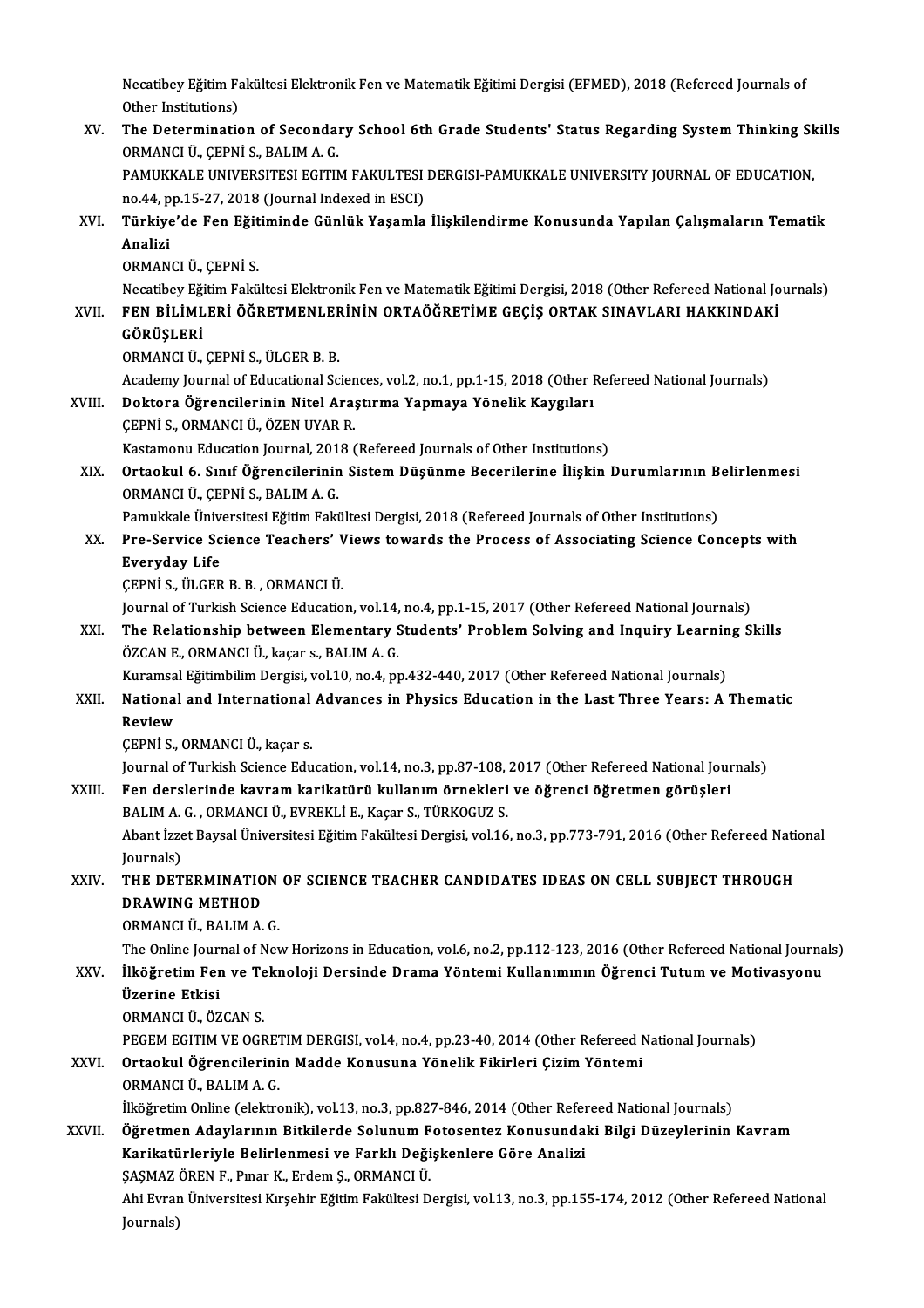Necatibey Eğitim Fakültesi Elektronik Fen ve Matematik Eğitimi Dergisi (EFMED), 2018 (Refereed Journals of Other Institutions)

XV. **The Determination of Secondary School 6th Grade Students' Status Regarding System Thinking Skills**
ORMANCI Ü., ÇEPNİ S., BALIM A. G.
PAMUKKALE UNIVERSITESI EGITIM FAKULTESI DERGISI-PAMUKKALE UNIVERSITY JOURNAL OF EDUCATION, no.44, pp.15-27, 2018 (Journal Indexed in ESCI)

XVI. **Türkiye'de Fen Eğitiminde Günlük Yaşamla İlişkilendirme Konusunda Yapılan Çalışmaların Tematik Analizi**
ORMANCI Ü., ÇEPNİ S.
Necatibey Eğitim Fakültesi Elektronik Fen ve Matematik Eğitimi Dergisi, 2018 (Other Refereed National Journals)

XVII. **FEN BİLİMLERİ ÖĞRETMENLERİNİN ORTAÖĞRETİME GEÇİŞ ORTAK SINAVLARI HAKKINDAKİ GÖRÜŞLERİ**
ORMANCI Ü., ÇEPNİ S., ÜLGER B. B.
Academy Journal of Educational Sciences, vol.2, no.1, pp.1-15, 2018 (Other Refereed National Journals)

XVIII. **Doktora Öğrencilerinin Nitel Araştırma Yapmaya Yönelik Kaygıları**
ÇEPNİ S., ORMANCI Ü., ÖZEN UYAR R.
Kastamonu Education Journal, 2018 (Refereed Journals of Other Institutions)

XIX. **Ortaokul 6. Sınıf Öğrencilerinin Sistem Düşünme Becerilerine İlişkin Durumlarının Belirlenmesi**
ORMANCI Ü., ÇEPNİ S., BALIM A. G.
Pamukkale Üniversitesi Eğitim Fakültesi Dergisi, 2018 (Refereed Journals of Other Institutions)

XX. **Pre-Service Science Teachers' Views towards the Process of Associating Science Concepts with Everyday Life**
ÇEPNİ S., ÜLGER B. B. , ORMANCI Ü.
Journal of Turkish Science Education, vol.14, no.4, pp.1-15, 2017 (Other Refereed National Journals)

XXI. **The Relationship between Elementary Students' Problem Solving and Inquiry Learning Skills**
ÖZCAN E., ORMANCI Ü., kaçar s., BALIM A. G.
Kuramsal Eğitimbilim Dergisi, vol.10, no.4, pp.432-440, 2017 (Other Refereed National Journals)

XXII. **National and International Advances in Physics Education in the Last Three Years: A Thematic Review**
ÇEPNİ S., ORMANCI Ü., kaçar s.
Journal of Turkish Science Education, vol.14, no.3, pp.87-108, 2017 (Other Refereed National Journals)

XXIII. **Fen derslerinde kavram karikatürü kullanım örnekleri ve öğrenci öğretmen görüşleri**
BALIM A. G. , ORMANCI Ü., EVREKLİ E., Kaçar S., TÜRKOGUZ S.
Abant İzzet Baysal Üniversitesi Eğitim Fakültesi Dergisi, vol.16, no.3, pp.773-791, 2016 (Other Refereed National Journals)

XXIV. **THE DETERMINATION OF SCIENCE TEACHER CANDIDATES IDEAS ON CELL SUBJECT THROUGH DRAWING METHOD**
ORMANCI Ü., BALIM A. G.
The Online Journal of New Horizons in Education, vol.6, no.2, pp.112-123, 2016 (Other Refereed National Journals)

XXV. **İlköğretim Fen ve Teknoloji Dersinde Drama Yöntemi Kullanımının Öğrenci Tutum ve Motivasyonu Üzerine Etkisi**
ORMANCI Ü., ÖZCAN S.
PEGEM EGITIM VE OGRETIM DERGISI, vol.4, no.4, pp.23-40, 2014 (Other Refereed National Journals)

XXVI. **Ortaokul Öğrencilerinin Madde Konusuna Yönelik Fikirleri Çizim Yöntemi**
ORMANCI Ü., BALIM A. G.
İlköğretim Online (elektronik), vol.13, no.3, pp.827-846, 2014 (Other Refereed National Journals)

XXVII. **Öğretmen Adaylarının Bitkilerde Solunum Fotosentez Konusundaki Bilgi Düzeylerinin Kavram Karikatürleriyle Belirlenmesi ve Farklı Değişkenlere Göre Analizi**
ŞAŞMAZ ÖREN F., Pınar K., Erdem Ş., ORMANCI Ü.
Ahi Evran Üniversitesi Kırşehir Eğitim Fakültesi Dergisi, vol.13, no.3, pp.155-174, 2012 (Other Refereed National Journals)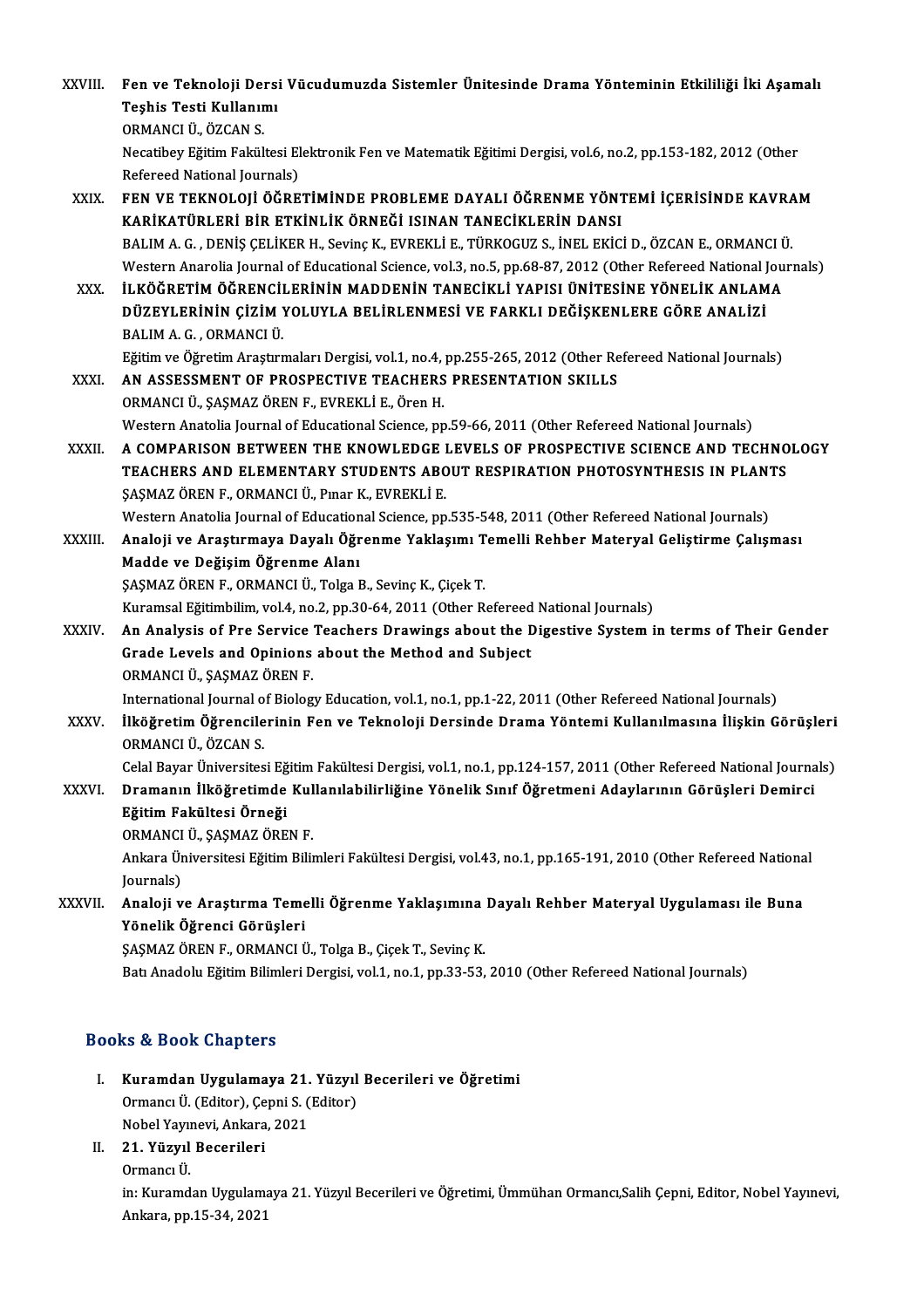XXVIII. **Fen ve Teknoloji Dersi Vücudumuzda Sistemler Ünitesinde Drama Yönteminin Etkililiği İki Aşamalı Teşhis Testi Kullanımı**
ORMANCI Ü., ÖZCAN S.
Necatibey Eğitim Fakültesi Elektronik Fen ve Matematik Eğitimi Dergisi, vol.6, no.2, pp.153-182, 2012 (Other Refereed National Journals)

XXIX. **FEN VE TEKNOLOJİ ÖĞRETİMİNDE PROBLEME DAYALI ÖĞRENME YÖNTEMİ İÇERİSİNDE KAVRAM KARİKATÜRLERİ BİR ETKİNLİK ÖRNEĞİ ISINAN TANECİKLERİN DANSI**
BALIM A. G., DENİŞ ÇELİKER H., Sevinç K., EVREKLİ E., TÜRKOGUZ S., İNEL EKİCİ D., ÖZCAN E., ORMANCI Ü.
Western Anarolia Journal of Educational Science, vol.3, no.5, pp.68-87, 2012 (Other Refereed National Journals)

XXX. **İLKÖĞRETİM ÖĞRENCİLERİNİN MADDENİN TANECİKLİ YAPISI ÜNİTESİNE YÖNELİK ANLAMA DÜZEYLERİNİN ÇİZİM YOLUYLA BELİRLENMESİ VE FARKLI DEĞİŞKENLERE GÖRE ANALİZİ**
BALIM A. G., ORMANCI Ü.
Eğitim ve Öğretim Araştırmaları Dergisi, vol.1, no.4, pp.255-265, 2012 (Other Refereed National Journals)

XXXI. **AN ASSESSMENT OF PROSPECTIVE TEACHERS PRESENTATION SKILLS**
ORMANCI Ü., ŞAŞMAZ ÖREN F., EVREKLİ E., Ören H.
Western Anatolia Journal of Educational Science, pp.59-66, 2011 (Other Refereed National Journals)

XXXII. **A COMPARISON BETWEEN THE KNOWLEDGE LEVELS OF PROSPECTIVE SCIENCE AND TECHNOLOGY TEACHERS AND ELEMENTARY STUDENTS ABOUT RESPIRATION PHOTOSYNTHESIS IN PLANTS**
ŞAŞMAZ ÖREN F., ORMANCI Ü., Pınar K., EVREKLİ E.
Western Anatolia Journal of Educational Science, pp.535-548, 2011 (Other Refereed National Journals)

XXXIII. **Analoji ve Araştırmaya Dayalı Öğrenme Yaklaşımı Temelli Rehber Materyal Geliştirme Çalışması Madde ve Değişim Öğrenme Alanı**
ŞAŞMAZ ÖREN F., ORMANCI Ü., Tolga B., Sevinç K., Çiçek T.
Kuramsal Eğitimbilim, vol.4, no.2, pp.30-64, 2011 (Other Refereed National Journals)

XXXIV. **An Analysis of Pre Service Teachers Drawings about the Digestive System in terms of Their Gender Grade Levels and Opinions about the Method and Subject**
ORMANCI Ü., ŞAŞMAZ ÖREN F.
International Journal of Biology Education, vol.1, no.1, pp.1-22, 2011 (Other Refereed National Journals)

XXXV. **İlköğretim Öğrencilerinin Fen ve Teknoloji Dersinde Drama Yöntemi Kullanılmasına İlişkin Görüşleri**
ORMANCI Ü., ÖZCAN S.
Celal Bayar Üniversitesi Eğitim Fakültesi Dergisi, vol.1, no.1, pp.124-157, 2011 (Other Refereed National Journals)

XXXVI. **Dramanın İlköğretimde Kullanılabilirliğine Yönelik Sınıf Öğretmeni Adaylarının Görüşleri Demirci Eğitim Fakültesi Örneği**
ORMANCI Ü., ŞAŞMAZ ÖREN F.
Ankara Üniversitesi Eğitim Bilimleri Fakültesi Dergisi, vol.43, no.1, pp.165-191, 2010 (Other Refereed National Journals)

XXXVII. **Analoji ve Araştırma Temelli Öğrenme Yaklaşımına Dayalı Rehber Materyal Uygulaması ile Buna Yönelik Öğrenci Görüşleri**
ŞAŞMAZ ÖREN F., ORMANCI Ü., Tolga B., Çiçek T., Sevinç K.
Batı Anadolu Eğitim Bilimleri Dergisi, vol.1, no.1, pp.33-53, 2010 (Other Refereed National Journals)

## Books & Book Chapters

I. **Kuramdan Uygulamaya 21. Yüzyıl Becerileri ve Öğretimi**
Ormancı Ü. (Editor), Çepni S. (Editor)
Nobel Yayınevi, Ankara, 2021

II. **21. Yüzyıl Becerileri**
Ormancı Ü.
in: Kuramdan Uygulamaya 21. Yüzyıl Becerileri ve Öğretimi, Ümmühan Ormancı,Salih Çepni, Editor, Nobel Yayınevi, Ankara, pp.15-34, 2021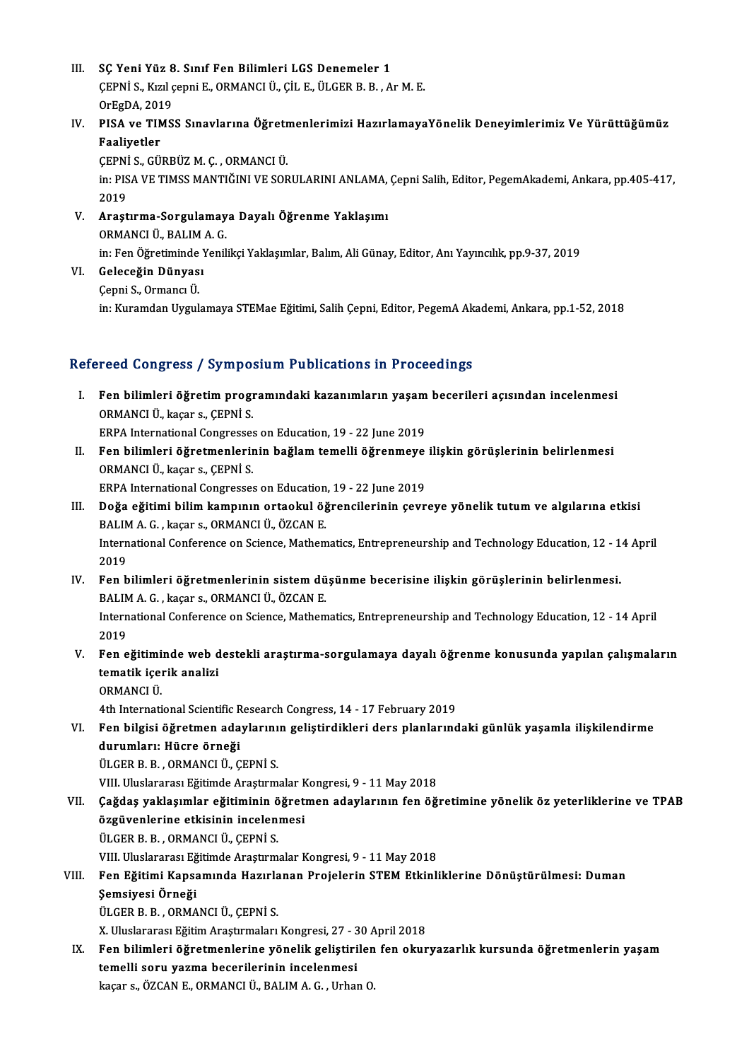III. **SÇ Yeni Yüz 8. Sınıf Fen Bilimleri LGS Denemeler 1**
ÇEPNİ S., Kızıl çepni E., ORMANCI Ü., ÇİL E., ÜLGER B. B. , Ar M. E.
OrEgDA, 2019

IV. **PISA ve TIMSS Sınavlarına Öğretmenlerimizi HazırlamayaYönelik Deneyimlerimiz Ve Yürüttüğümüz Faaliyetler**
ÇEPNİ S., GÜRBÜZ M. Ç. , ORMANCI Ü.
in: PISA VE TIMSS MANTIĞINI VE SORULARINI ANLAMA, Çepni Salih, Editor, PegemAkademi, Ankara, pp.405-417, 2019

V. **Araştırma-Sorgulamaya Dayalı Öğrenme Yaklaşımı**
ORMANCI Ü., BALIM A. G.
in: Fen Öğretiminde Yenilikçi Yaklaşımlar, Balım, Ali Günay, Editor, Anı Yayıncılık, pp.9-37, 2019

VI. **Geleceğin Dünyası**
Çepni S., Ormancı Ü.
in: Kuramdan Uygulamaya STEMae Eğitimi, Salih Çepni, Editor, PegemA Akademi, Ankara, pp.1-52, 2018

## Refereed Congress / Symposium Publications in Proceedings

I. **Fen bilimleri öğretim programındaki kazanımların yaşam becerileri açısından incelenmesi**
ORMANCI Ü., kaçar s., ÇEPNİ S.
ERPA International Congresses on Education, 19 - 22 June 2019

II. **Fen bilimleri öğretmenlerinin bağlam temelli öğrenmeye ilişkin görüşlerinin belirlenmesi**
ORMANCI Ü., kaçar s., ÇEPNİ S.
ERPA International Congresses on Education, 19 - 22 June 2019

III. **Doğa eğitimi bilim kampının ortaokul öğrencilerinin çevreye yönelik tutum ve algılarına etkisi**
BALIM A. G. , kaçar s., ORMANCI Ü., ÖZCAN E.
International Conference on Science, Mathematics, Entrepreneurship and Technology Education, 12 - 14 April 2019

IV. **Fen bilimleri öğretmenlerinin sistem düşünme becerisine ilişkin görüşlerinin belirlenmesi.**
BALIM A. G. , kaçar s., ORMANCI Ü., ÖZCAN E.
International Conference on Science, Mathematics, Entrepreneurship and Technology Education, 12 - 14 April 2019

V. **Fen eğitiminde web destekli araştırma-sorgulamaya dayalı öğrenme konusunda yapılan çalışmaların tematik içerik analizi**
ORMANCI Ü.
4th International Scientific Research Congress, 14 - 17 February 2019

VI. **Fen bilgisi öğretmen adaylarının geliştirdikleri ders planlarındaki günlük yaşamla ilişkilendirme durumları: Hücre örneği**
ÜLGER B. B. , ORMANCI Ü., ÇEPNİ S.
VIII. Uluslararası Eğitimde Araştırmalar Kongresi, 9 - 11 May 2018

VII. **Çağdaş yaklaşımlar eğitiminin öğretmen adaylarının fen öğretimine yönelik öz yeterliklerine ve TPAB özgüvenlerine etkisinin incelenmesi**
ÜLGER B. B. , ORMANCI Ü., ÇEPNİ S.
VIII. Uluslararası Eğitimde Araştırmalar Kongresi, 9 - 11 May 2018

VIII. **Fen Eğitimi Kapsamında Hazırlanan Projelerin STEM Etkinliklerine Dönüştürülmesi: Duman Şemsiyesi Örneği**
ÜLGER B. B. , ORMANCI Ü., ÇEPNİ S.
X. Uluslararası Eğitim Araştırmaları Kongresi, 27 - 30 April 2018

IX. **Fen bilimleri öğretmenlerine yönelik geliştirilen fen okuryazarlık kursunda öğretmenlerin yaşam temelli soru yazma becerilerinin incelenmesi**
kaçar s., ÖZCAN E., ORMANCI Ü., BALIM A. G. , Urhan O.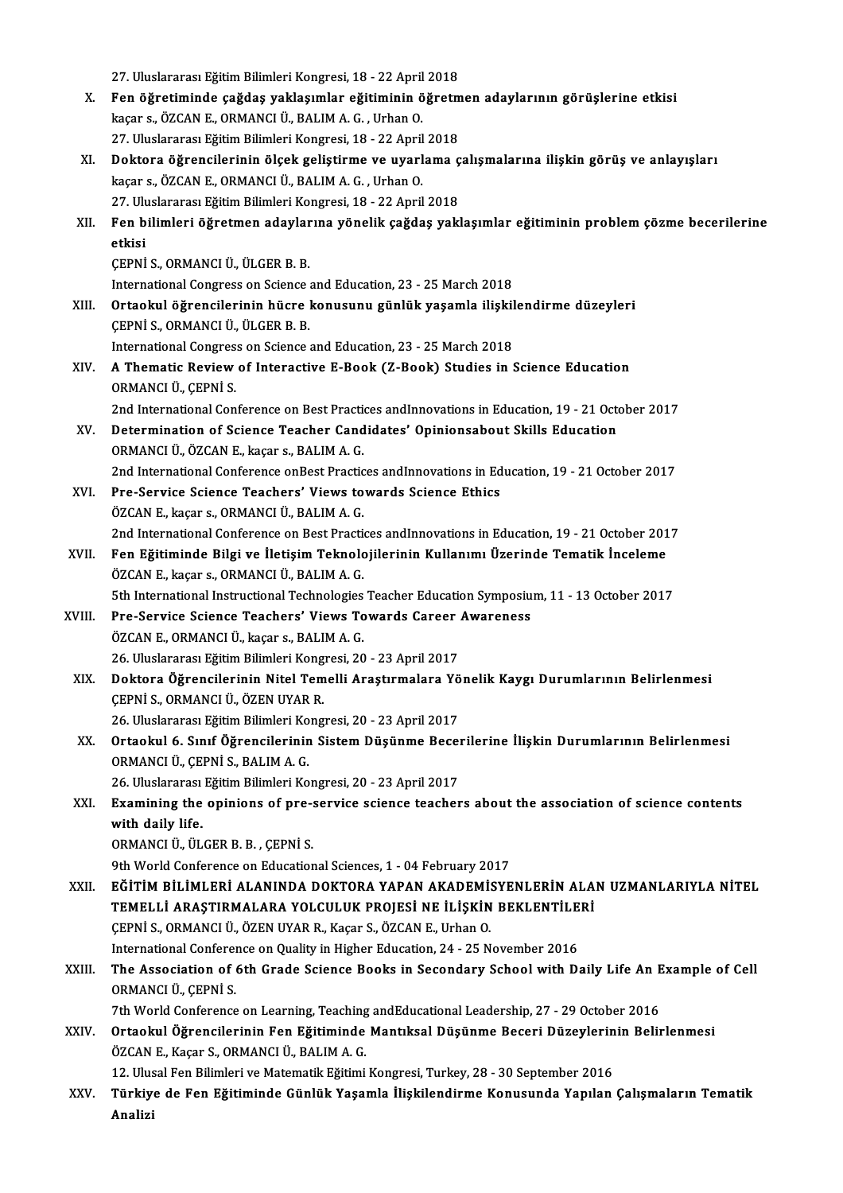27. Uluslararası Eğitim Bilimleri Kongresi, 18 - 22 April 2018

X. **Fen öğretiminde çağdaş yaklaşımlar eğitiminin öğretmen adaylarının görüşlerine etkisi**
kaçar s., ÖZCAN E., ORMANCI Ü., BALIM A. G. , Urhan O.
27. Uluslararası Eğitim Bilimleri Kongresi, 18 - 22 April 2018

XI. **Doktora öğrencilerinin ölçek geliştirme ve uyarlama çalışmalarına ilişkin görüş ve anlayışları**
kaçar s., ÖZCAN E., ORMANCI Ü., BALIM A. G. , Urhan O.
27. Uluslararası Eğitim Bilimleri Kongresi, 18 - 22 April 2018

XII. **Fen bilimleri öğretmen adaylarına yönelik çağdaş yaklaşımlar eğitiminin problem çözme becerilerine etkisi**
ÇEPNİ S., ORMANCI Ü., ÜLGER B. B.
International Congress on Science and Education, 23 - 25 March 2018

XIII. **Ortaokul öğrencilerinin hücre konusunu günlük yaşamla ilişkilendirme düzeyleri**
ÇEPNİ S., ORMANCI Ü., ÜLGER B. B.
International Congress on Science and Education, 23 - 25 March 2018

XIV. **A Thematic Review of Interactive E-Book (Z-Book) Studies in Science Education**
ORMANCI Ü., ÇEPNİ S.
2nd International Conference on Best Practices andInnovations in Education, 19 - 21 October 2017

XV. **Determination of Science Teacher Candidates' Opinionsabout Skills Education**
ORMANCI Ü., ÖZCAN E., kaçar s., BALIM A. G.
2nd International Conference onBest Practices andInnovations in Education, 19 - 21 October 2017

XVI. **Pre-Service Science Teachers' Views towards Science Ethics**
ÖZCAN E., kaçar s., ORMANCI Ü., BALIM A. G.
2nd International Conference on Best Practices andInnovations in Education, 19 - 21 October 2017

XVII. **Fen Eğitiminde Bilgi ve İletişim Teknolojilerinin Kullanımı Üzerinde Tematik İnceleme**
ÖZCAN E., kaçar s., ORMANCI Ü., BALIM A. G.
5th International Instructional Technologies Teacher Education Symposium, 11 - 13 October 2017

XVIII. **Pre-Service Science Teachers' Views Towards Career Awareness**
ÖZCAN E., ORMANCI Ü., kaçar s., BALIM A. G.
26. Uluslararası Eğitim Bilimleri Kongresi, 20 - 23 April 2017

XIX. **Doktora Öğrencilerinin Nitel Temelli Araştırmalara Yönelik Kaygı Durumlarının Belirlenmesi**
ÇEPNİ S., ORMANCI Ü., ÖZEN UYAR R.
26. Uluslararası Eğitim Bilimleri Kongresi, 20 - 23 April 2017

XX. **Ortaokul 6. Sınıf Öğrencilerinin Sistem Düşünme Becerilerine İlişkin Durumlarının Belirlenmesi**
ORMANCI Ü., ÇEPNİ S., BALIM A. G.
26. Uluslararası Eğitim Bilimleri Kongresi, 20 - 23 April 2017

XXI. **Examining the opinions of pre-service science teachers about the association of science contents with daily life.**
ORMANCI Ü., ÜLGER B. B. , ÇEPNİ S.
9th World Conference on Educational Sciences, 1 - 04 February 2017

XXII. **EĞİTİM BİLİMLERİ ALANINDA DOKTORA YAPAN AKADEMİSYENLERİN ALAN UZMANLARIYLA NİTEL TEMELLİ ARAŞTIRMALARA YOLCULUK PROJESİ NE İLİŞKİN BEKLENTİLERİ**
ÇEPNİ S., ORMANCI Ü., ÖZEN UYAR R., Kaçar S., ÖZCAN E., Urhan O.
International Conference on Quality in Higher Education, 24 - 25 November 2016

XXIII. **The Association of 6th Grade Science Books in Secondary School with Daily Life An Example of Cell**
ORMANCI Ü., ÇEPNİ S.
7th World Conference on Learning, Teaching andEducational Leadership, 27 - 29 October 2016

XXIV. **Ortaokul Öğrencilerinin Fen Eğitiminde Mantıksal Düşünme Beceri Düzeylerinin Belirlenmesi**
ÖZCAN E., Kaçar S., ORMANCI Ü., BALIM A. G.
12. Ulusal Fen Bilimleri ve Matematik Eğitimi Kongresi, Turkey, 28 - 30 September 2016

XXV. **Türkiye de Fen Eğitiminde Günlük Yaşamla İlişkilendirme Konusunda Yapılan Çalışmaların Tematik Analizi**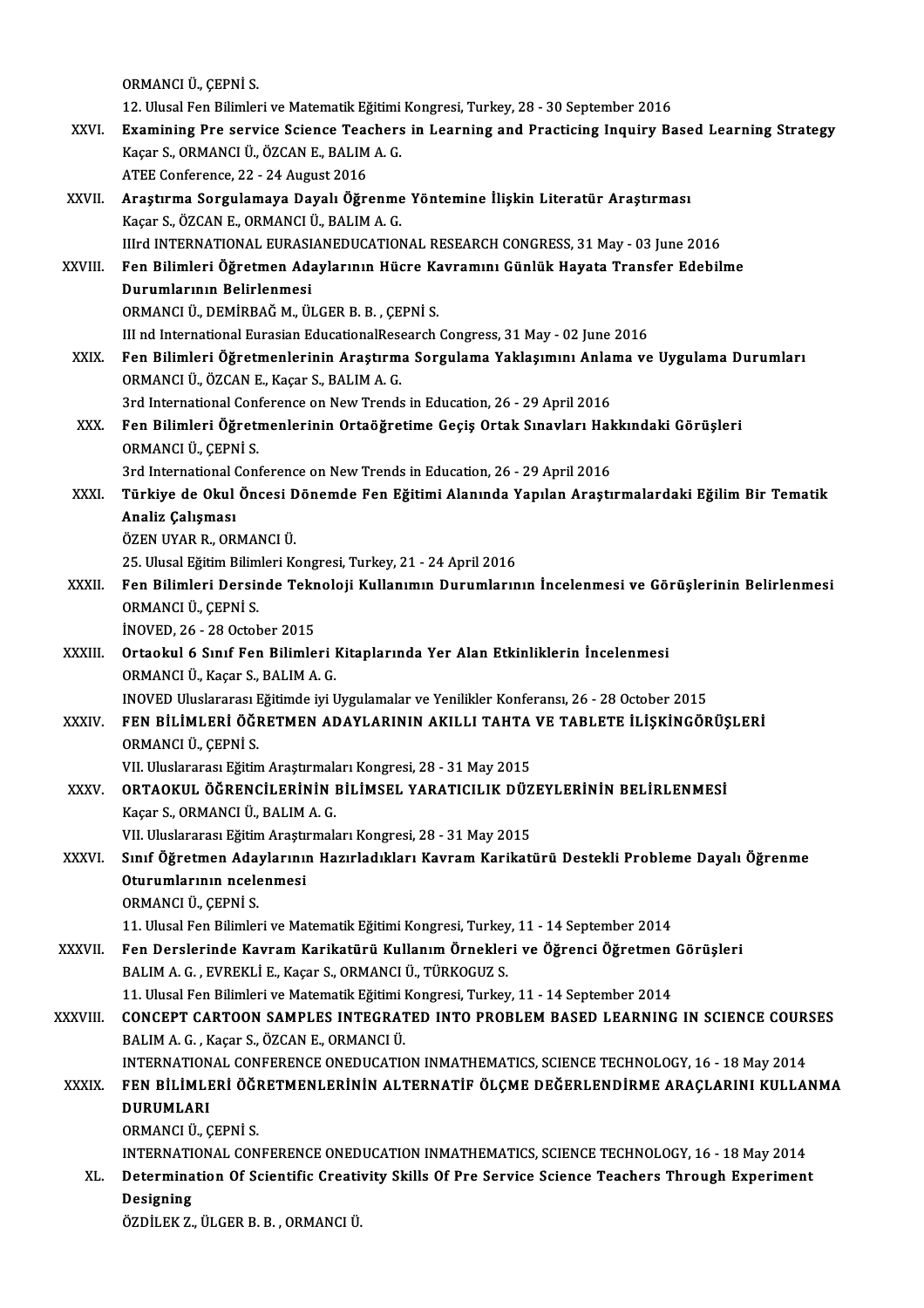ORMANCI Ü., ÇEPNİ S.
12. Ulusal Fen Bilimleri ve Matematik Eğitimi Kongresi, Turkey, 28 - 30 September 2016

XXVI. **Examining Pre service Science Teachers in Learning and Practicing Inquiry Based Learning Strategy**
Kaçar S., ORMANCI Ü., ÖZCAN E., BALIM A. G.
ATEE Conference, 22 - 24 August 2016

XXVII. **Araştırma Sorgulamaya Dayalı Öğrenme Yöntemine İlişkin Literatür Araştırması**
Kaçar S., ÖZCAN E., ORMANCI Ü., BALIM A. G.
IIIrd INTERNATIONAL EURASIANEDUCATIONAL RESEARCH CONGRESS, 31 May - 03 June 2016

XXVIII. **Fen Bilimleri Öğretmen Adaylarının Hücre Kavramını Günlük Hayata Transfer Edebilme Durumlarının Belirlenmesi**
ORMANCI Ü., DEMİRBAĞ M., ÜLGER B. B. , ÇEPNİ S.
III nd International Eurasian EducationalResearch Congress, 31 May - 02 June 2016

XXIX. **Fen Bilimleri Öğretmenlerinin Araştırma Sorgulama Yaklaşımını Anlama ve Uygulama Durumları**
ORMANCI Ü., ÖZCAN E., Kaçar S., BALIM A. G.
3rd International Conference on New Trends in Education, 26 - 29 April 2016

XXX. **Fen Bilimleri Öğretmenlerinin Ortaöğretime Geçiş Ortak Sınavları Hakkındaki Görüşleri**
ORMANCI Ü., ÇEPNİ S.
3rd International Conference on New Trends in Education, 26 - 29 April 2016

XXXI. **Türkiye de Okul Öncesi Dönemde Fen Eğitimi Alanında Yapılan Araştırmalardaki Eğilim Bir Tematik Analiz Çalışması**
ÖZEN UYAR R., ORMANCI Ü.
25. Ulusal Eğitim Bilimleri Kongresi, Turkey, 21 - 24 April 2016

XXXII. **Fen Bilimleri Dersinde Teknoloji Kullanımın Durumlarının İncelenmesi ve Görüşlerinin Belirlenmesi**
ORMANCI Ü., ÇEPNİ S.
İNOVED, 26 - 28 October 2015

XXXIII. **Ortaokul 6 Sınıf Fen Bilimleri Kitaplarında Yer Alan Etkinliklerin İncelenmesi**
ORMANCI Ü., Kaçar S., BALIM A. G.
INOVED Uluslararası Eğitimde iyi Uygulamalar ve Yenilikler Konferansı, 26 - 28 October 2015

XXXIV. **FEN BİLİMLERİ ÖĞRETMEN ADAYLARININ AKILLI TAHTA VE TABLETE İLİŞKİNGÖRÜŞLERİ**
ORMANCI Ü., ÇEPNİ S.
VII. Uluslararası Eğitim Araştırmaları Kongresi, 28 - 31 May 2015

XXXV. **ORTAOKUL ÖĞRENCİLERİNİN BİLİMSEL YARATICILIK DÜZEYLERİNİN BELİRLENMESİ**
Kaçar S., ORMANCI Ü., BALIM A. G.
VII. Uluslararası Eğitim Araştırmaları Kongresi, 28 - 31 May 2015

XXXVI. **Sınıf Öğretmen Adaylarının Hazırladıkları Kavram Karikatürü Destekli Probleme Dayalı Öğrenme Oturumlarının ncelenmesi**
ORMANCI Ü., ÇEPNİ S.
11. Ulusal Fen Bilimleri ve Matematik Eğitimi Kongresi, Turkey, 11 - 14 September 2014

XXXVII. **Fen Derslerinde Kavram Karikatürü Kullanım Örnekleri ve Öğrenci Öğretmen Görüşleri**
BALIM A. G. , EVREKLİ E., Kaçar S., ORMANCI Ü., TÜRKOGUZ S.
11. Ulusal Fen Bilimleri ve Matematik Eğitimi Kongresi, Turkey, 11 - 14 September 2014

XXXVIII. **CONCEPT CARTOON SAMPLES INTEGRATED INTO PROBLEM BASED LEARNING IN SCIENCE COURSES**
BALIM A. G. , Kaçar S., ÖZCAN E., ORMANCI Ü.
INTERNATIONAL CONFERENCE ONEDUCATION INMATHEMATICS, SCIENCE TECHNOLOGY, 16 - 18 May 2014

XXXIX. **FEN BİLİMLERİ ÖĞRETMENLERİNİN ALTERNATİF ÖLÇME DEĞERLENDİRME ARAÇLARINI KULLANMA DURUMLARI**
ORMANCI Ü., ÇEPNİ S.
INTERNATIONAL CONFERENCE ONEDUCATION INMATHEMATICS, SCIENCE TECHNOLOGY, 16 - 18 May 2014

XL. **Determination Of Scientific Creativity Skills Of Pre Service Science Teachers Through Experiment Designing**
ÖZDİLEK Z., ÜLGER B. B. , ORMANCI Ü.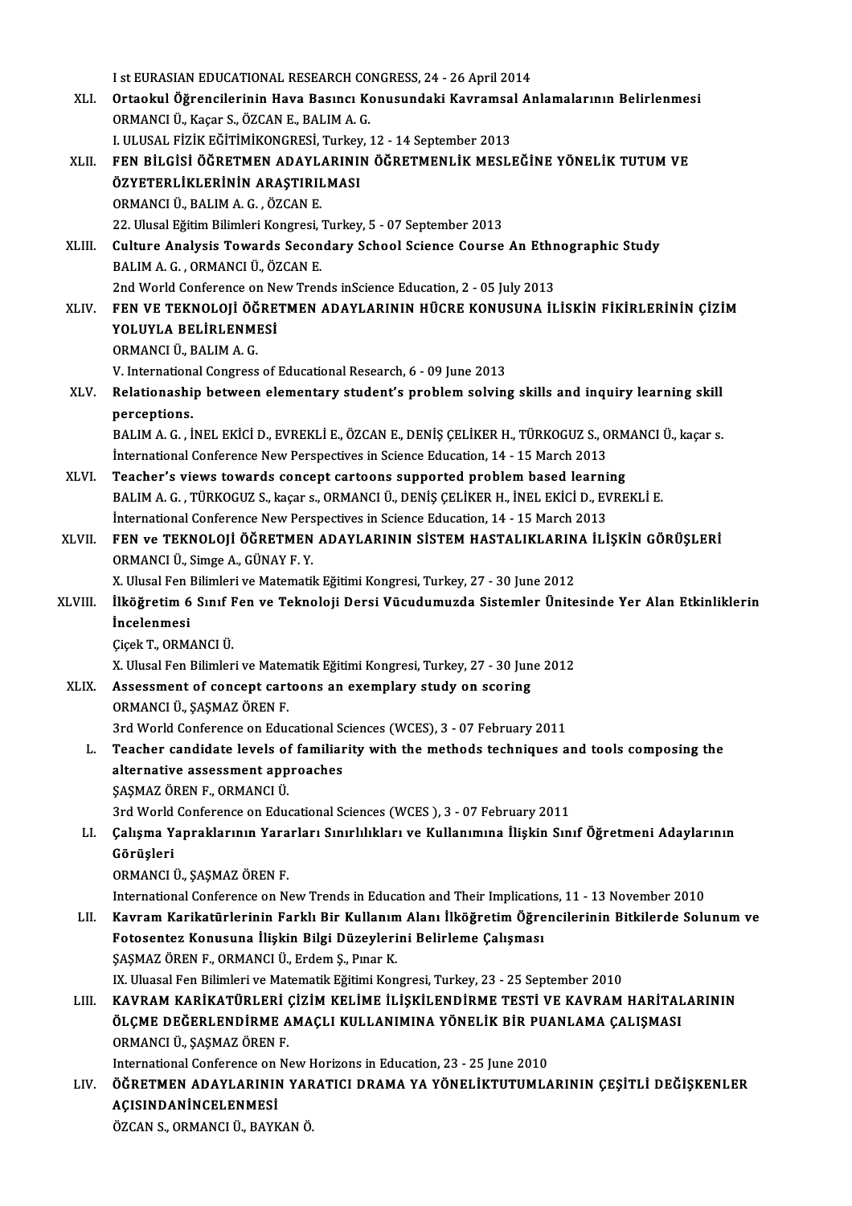I st EURASIAN EDUCATIONAL RESEARCH CONGRESS, 24 - 26 April 2014

XLI. **Ortaokul Öğrencilerinin Hava Basıncı Konusundaki Kavramsal Anlamalarının Belirlenmesi**
ORMANCI Ü., Kaçar S., ÖZCAN E., BALIM A. G.
I. ULUSAL FİZİK EĞİTİMİKONGRESİ, Turkey, 12 - 14 September 2013

XLII. **FEN BİLGİSİ ÖĞRETMEN ADAYLARININ ÖĞRETMENLİK MESLEĞİNE YÖNELİK TUTUM VE ÖZYETERLİKLERİNİN ARAŞTIRILMASI**
ORMANCI Ü., BALIM A. G. , ÖZCAN E.
22. Ulusal Eğitim Bilimleri Kongresi, Turkey, 5 - 07 September 2013

XLIII. **Culture Analysis Towards Secondary School Science Course An Ethnographic Study**
BALIM A. G. , ORMANCI Ü., ÖZCAN E.
2nd World Conference on New Trends inScience Education, 2 - 05 July 2013

XLIV. **FEN VE TEKNOLOJİ ÖĞRETMEN ADAYLARININ HÜCRE KONUSUNA İLİSKİN FİKİRLERİNİN ÇİZİM YOLUYLA BELİRLENMESİ**
ORMANCI Ü., BALIM A. G.
V. International Congress of Educational Research, 6 - 09 June 2013

XLV. **Relationaship between elementary student's problem solving skills and inquiry learning skill perceptions.**
BALIM A. G. , İNEL EKİCİ D., EVREKLİ E., ÖZCAN E., DENİŞ ÇELİKER H., TÜRKOGUZ S., ORMANCI Ü., kaçar s.
İnternational Conference New Perspectives in Science Education, 14 - 15 March 2013

XLVI. **Teacher's views towards concept cartoons supported problem based learning**
BALIM A. G. , TÜRKOGUZ S., kaçar s., ORMANCI Ü., DENİŞ ÇELİKER H., İNEL EKİCİ D., EVREKLİ E.
İnternational Conference New Perspectives in Science Education, 14 - 15 March 2013

XLVII. **FEN ve TEKNOLOJİ ÖĞRETMEN ADAYLARININ SİSTEM HASTALIKLARINA İLİŞKİN GÖRÜŞLERİ**
ORMANCI Ü., Simge A., GÜNAY F. Y.
X. Ulusal Fen Bilimleri ve Matematik Eğitimi Kongresi, Turkey, 27 - 30 June 2012

XLVIII. **İlköğretim 6 Sınıf Fen ve Teknoloji Dersi Vücudumuzda Sistemler Ünitesinde Yer Alan Etkinliklerin İncelenmesi**
Çiçek T., ORMANCI Ü.
X. Ulusal Fen Bilimleri ve Matematik Eğitimi Kongresi, Turkey, 27 - 30 June 2012

XLIX. **Assessment of concept cartoons an exemplary study on scoring**
ORMANCI Ü., ŞAŞMAZ ÖREN F.
3rd World Conference on Educational Sciences (WCES), 3 - 07 February 2011

L. **Teacher candidate levels of familiarity with the methods techniques and tools composing the alternative assessment approaches**
ŞAŞMAZ ÖREN F., ORMANCI Ü.
3rd World Conference on Educational Sciences (WCES ), 3 - 07 February 2011

LI. **Çalışma Yapraklarının Yararları Sınırlılıkları ve Kullanımına İlişkin Sınıf Öğretmeni Adaylarının Görüşleri**
ORMANCI Ü., ŞAŞMAZ ÖREN F.
International Conference on New Trends in Education and Their Implications, 11 - 13 November 2010

LII. **Kavram Karikatürlerinin Farklı Bir Kullanım Alanı İlköğretim Öğrencilerinin Bitkilerde Solunum ve Fotosentez Konusuna İlişkin Bilgi Düzeylerini Belirleme Çalışması**
ŞAŞMAZ ÖREN F., ORMANCI Ü., Erdem Ş., Pınar K.
IX. Uluasal Fen Bilimleri ve Matematik Eğitimi Kongresi, Turkey, 23 - 25 September 2010

LIII. **KAVRAM KARİKATÜRLERİ ÇİZİM KELİME İLİŞKİLENDİRME TESTİ VE KAVRAM HARİTALARININ ÖLÇME DEĞERLENDİRME AMAÇLI KULLANIMINA YÖNELİK BİR PUANLAMA ÇALIŞMASI**
ORMANCI Ü., ŞAŞMAZ ÖREN F.
International Conference on New Horizons in Education, 23 - 25 June 2010

LIV. **ÖĞRETMEN ADAYLARININ YARATICI DRAMA YA YÖNELİKTUTUMLARININ ÇEŞİTLİ DEĞİŞKENLER AÇISINDANİNCELENMESİ**
ÖZCAN S., ORMANCI Ü., BAYKAN Ö.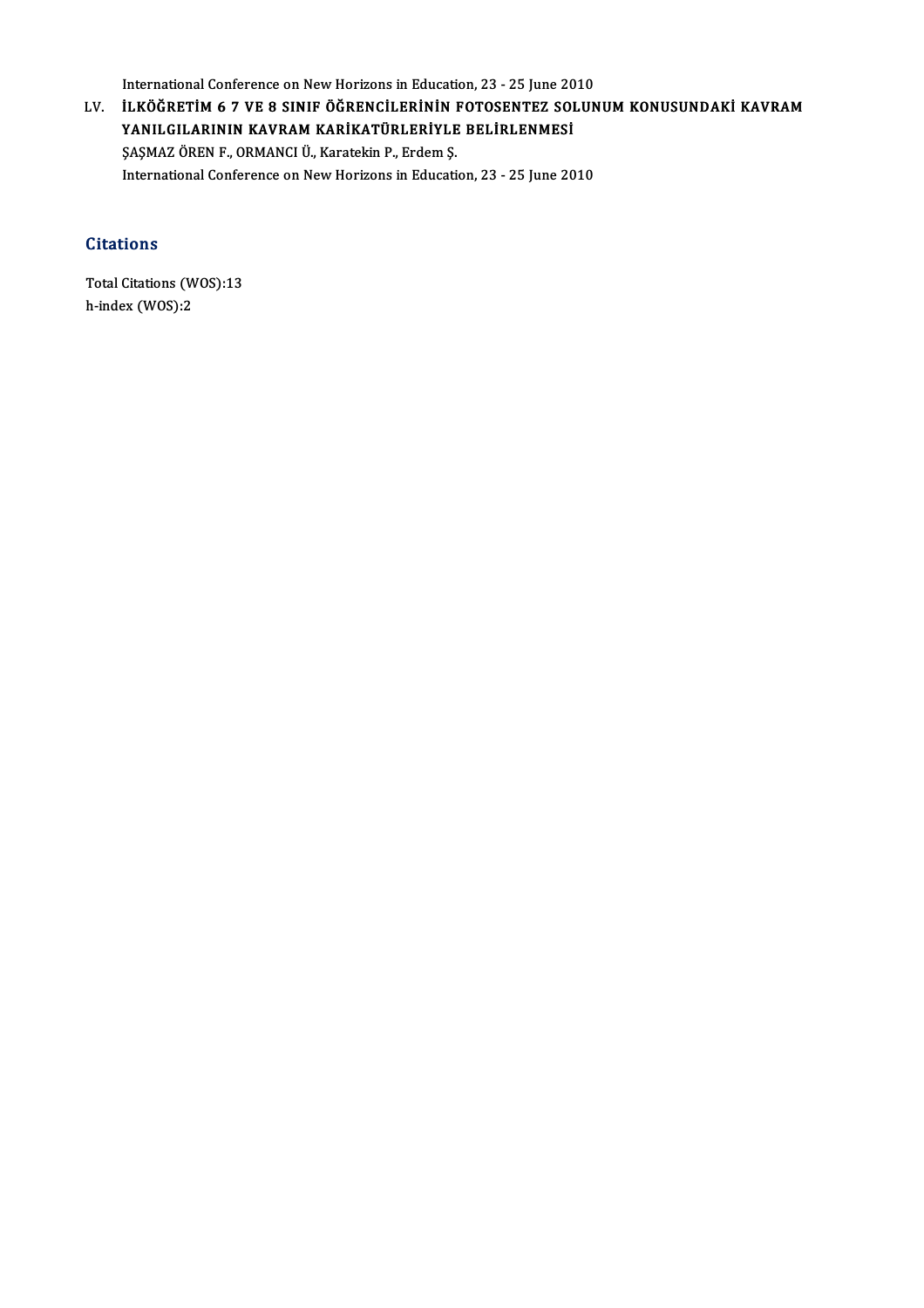International Conference on New Horizons in Education, 23 - 25 June 2010

LV. **İLKÖĞRETİM 6 7 VE 8 SINIF ÖĞRENCİLERİNİN FOTOSENTEZ SOLUNUM KONUSUNDAKİ KAVRAM YANILGILARININ KAVRAM KARİKATÜRLERİYLE BELİRLENMESİ**
ŞAŞMAZ ÖREN F., ORMANCI Ü., Karatekin P., Erdem Ş.
International Conference on New Horizons in Education, 23 - 25 June 2010

## Citations

Total Citations (WOS):13
h-index (WOS):2